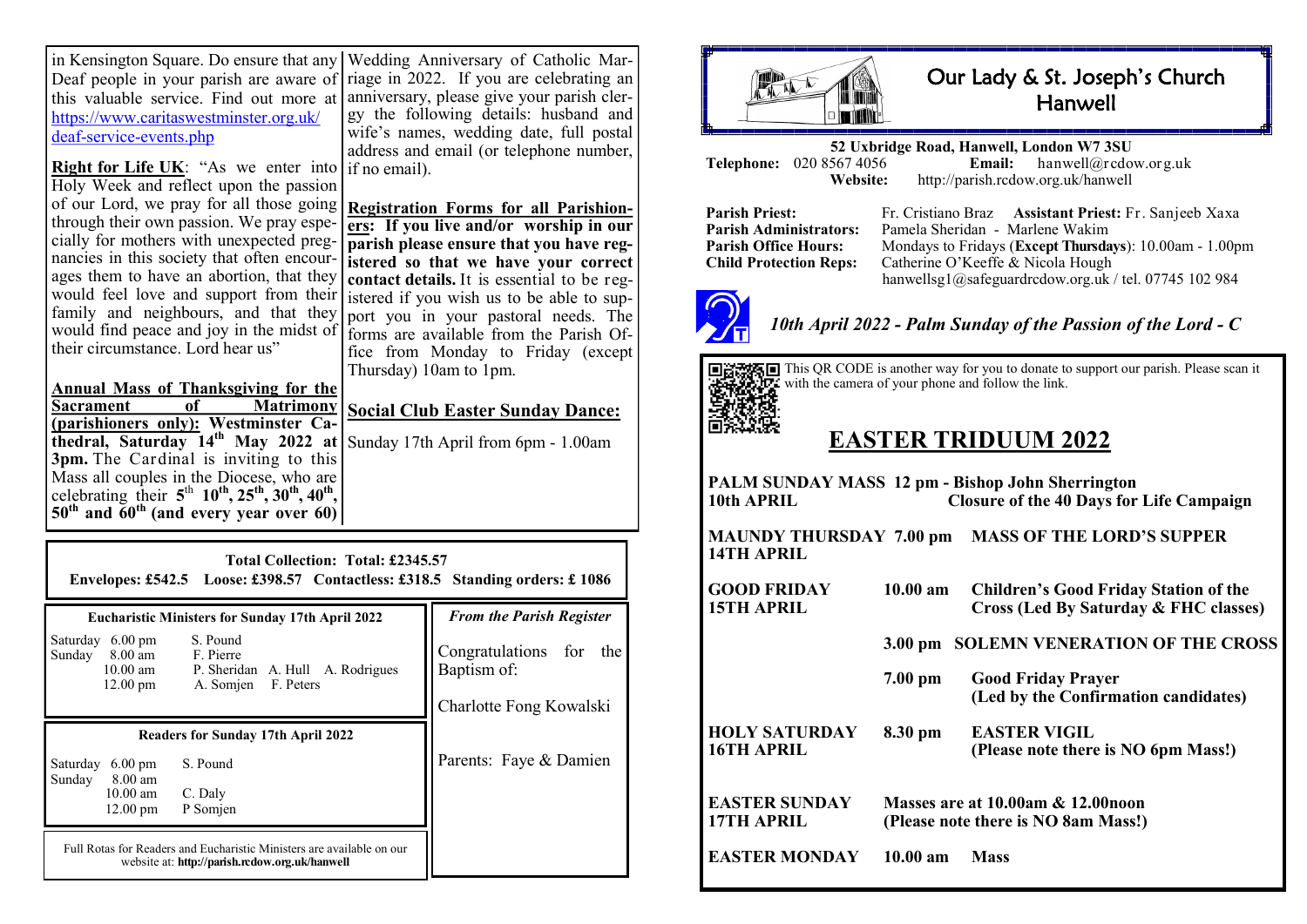in Kensington Square. Do ensure that any Deaf people in your parish are aware of this valuable service. Find out more at https://www.caritaswestminster.org.uk/deaf-service-events.php

**Right for Life UK**: "As we enter into Holy Week and reflect upon the passion of our Lord, we pray for all those going through their own passion. We pray especially for mothers with unexpected pregnancies in this society that often encourages them to have an abortion, that they would feel love and support from their family and neighbours, and that they would find peace and joy in the midst of their circumstance. Lord hear us"

**Annual Mass of Thanksgiving for the Sacrament of Matrimony (parishioners only): Westminster Cathedral, Saturday 14th May 2022 at 3pm.** The Cardinal is inviting to this Mass all couples in the Diocese, who are celebrating their **5th 10th, 25th, 30th, 40th, 50th and 60th (and every year over 60)** Wedding Anniversary of Catholic Marriage in 2022. If you are celebrating an anniversary, please give your parish clergy the following details: husband and wife's names, wedding date, full postal address and email (or telephone number, if no email).

**Registration Forms for all Parishioners: If you live and/or worship in our parish please ensure that you have registered so that we have your correct contact details.** It is essential to be registered if you wish us to be able to support you in your pastoral needs. The forms are available from the Parish Office from Monday to Friday (except Thursday) 10am to 1pm.

## Social Club Easter Sunday Dance:

Sunday 17th April from 6pm - 1.00am

**Total Collection: Total: £2345.57**

**Envelopes: £542.5 Loose: £398.57 Contactless: £318.5 Standing orders: £ 1086**

**Eucharistic Ministers for Sunday 17th April 2022**

| | | |
|---|---|---|
| Saturday | 6.00 pm | S. Pound |
| Sunday | 8.00 am | F. Pierre |
| | 10.00 am | P. Sheridan A. Hull A. Rodrigues |
| | 12.00 pm | A. Somjen F. Peters |

**Readers for Sunday 17th April 2022**

| | | |
|---|---|---|
| Saturday | 6.00 pm | S. Pound |
| Sunday | 8.00 am | |
| | 10.00 am | C. Daly |
| | 12.00 pm | P Somjen |

Full Rotas for Readers and Eucharistic Ministers are available on our website at: **http://parish.rcdow.org.uk/hanwell**

*From the Parish Register*

Congratulations for the Baptism of:

Charlotte Fong Kowalski

Parents: Faye & Damien

# Our Lady & St. Joseph's Church Hanwell

**52 Uxbridge Road, Hanwell, London W7 3SU**

**Telephone:** 020 8567 4056 **Email:** hanwell@rcdow.org.uk

**Website:** http://parish.rcdow.org.uk/hanwell

**Parish Priest:** Fr. Cristiano Braz **Assistant Priest:** Fr. Sanjeeb Xaxa
**Parish Administrators:** Pamela Sheridan - Marlene Wakim
**Parish Office Hours:** Mondays to Fridays (**Except Thursdays**): 10.00am - 1.00pm
**Child Protection Reps:** Catherine O'Keeffe & Nicola Hough
hanwellsg1@safeguardrcdow.org.uk / tel. 07745 102 984

*10th April 2022 - Palm Sunday of the Passion of the Lord - C*

This QR CODE is another way for you to donate to support our parish. Please scan it with the camera of your phone and follow the link.

# EASTER TRIDUUM 2022

**PALM SUNDAY MASS 12 pm - Bishop John Sherrington**
**10th APRIL** **Closure of the 40 Days for Life Campaign**

**MAUNDY THURSDAY 14TH APRIL** **7.00 pm** **MASS OF THE LORD'S SUPPER**

**GOOD FRIDAY 15TH APRIL**
- **10.00 am** **Children's Good Friday Station of the Cross (Led By Saturday & FHC classes)**
- **3.00 pm** **SOLEMN VENERATION OF THE CROSS**
- **7.00 pm** **Good Friday Prayer (Led by the Confirmation candidates)**

**HOLY SATURDAY 16TH APRIL** **8.30 pm** **EASTER VIGIL (Please note there is NO 6pm Mass!)**

**EASTER SUNDAY 17TH APRIL** **Masses are at 10.00am & 12.00noon (Please note there is NO 8am Mass!)**

**EASTER MONDAY** **10.00 am** **Mass**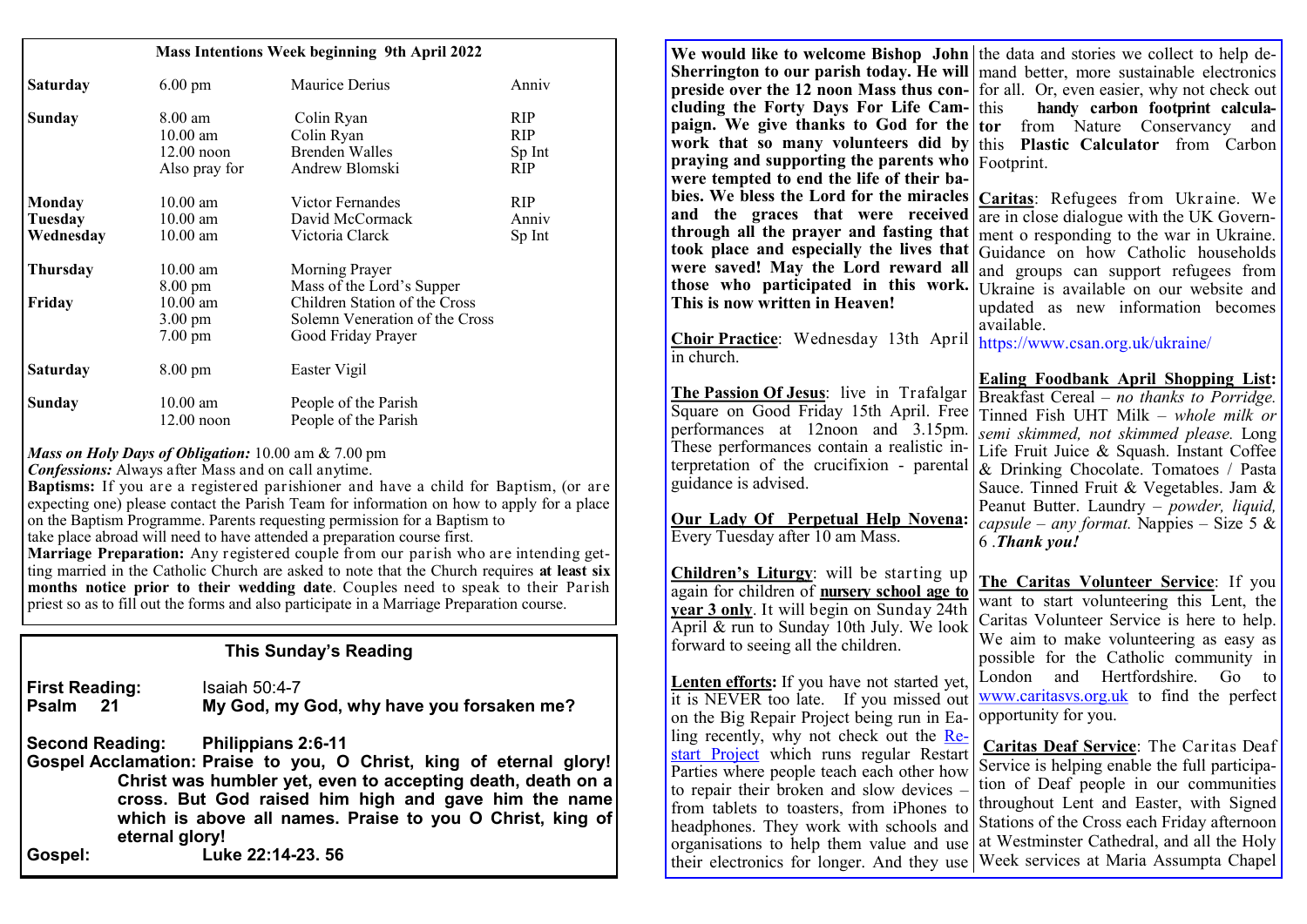## Mass Intentions Week beginning 9th April 2022

| | | | |
|---|---|---|---|
| **Saturday** | 6.00 pm | Maurice Derius | Anniv |
| **Sunday** | 8.00 am | Colin Ryan | RIP |
| | 10.00 am | Colin Ryan | RIP |
| | 12.00 noon | Brenden Walles | Sp Int |
| | Also pray for | Andrew Blomski | RIP |
| **Monday** | 10.00 am | Victor Fernandes | RIP |
| **Tuesday** | 10.00 am | David McCormack | Anniv |
| **Wednesday** | 10.00 am | Victoria Clarck | Sp Int |
| **Thursday** | 10.00 am | Morning Prayer | |
| | 8.00 pm | Mass of the Lord's Supper | |
| **Friday** | 10.00 am | Children Station of the Cross | |
| | 3.00 pm | Solemn Veneration of the Cross | |
| | 7.00 pm | Good Friday Prayer | |
| **Saturday** | 8.00 pm | Easter Vigil | |
| **Sunday** | 10.00 am | People of the Parish | |
| | 12.00 noon | People of the Parish | |

***Mass on Holy Days of Obligation:*** 10.00 am & 7.00 pm

***Confessions:*** Always after Mass and on call anytime.

**Baptisms:** If you are a registered parishioner and have a child for Baptism, (or are expecting one) please contact the Parish Team for information on how to apply for a place on the Baptism Programme. Parents requesting permission for a Baptism to take place abroad will need to have attended a preparation course first.

**Marriage Preparation:** Any registered couple from our parish who are intending getting married in the Catholic Church are asked to note that the Church requires **at least six months notice prior to their wedding date**. Couples need to speak to their Parish priest so as to fill out the forms and also participate in a Marriage Preparation course.

## This Sunday's Reading

**First Reading:** Isaiah 50:4-7

**Psalm 21** **My God, my God, why have you forsaken me?**

**Second Reading:** **Philippians 2:6-11**

**Gospel Acclamation: Praise to you, O Christ, king of eternal glory! Christ was humbler yet, even to accepting death, death on a cross. But God raised him high and gave him the name which is above all names. Praise to you O Christ, king of eternal glory!**

**Gospel:** **Luke 22:14-23. 56**

**We would like to welcome Bishop John Sherrington to our parish today. He will preside over the 12 noon Mass thus concluding the Forty Days For Life Campaign. We give thanks to God for the work that so many volunteers did by praying and supporting the parents who were tempted to end the life of their babies. We bless the Lord for the miracles and the graces that were received through all the prayer and fasting that took place and especially the lives that were saved! May the Lord reward all those who participated in this work. This is now written in Heaven!**

**Choir Practice**: Wednesday 13th April in church.

**The Passion Of Jesus**: live in Trafalgar Square on Good Friday 15th April. Free performances at 12noon and 3.15pm. These performances contain a realistic interpretation of the crucifixion - parental guidance is advised.

**Our Lady Of Perpetual Help Novena:** Every Tuesday after 10 am Mass.

**Children's Liturgy**: will be starting up again for children of **nursery school age to year 3 only**. It will begin on Sunday 24th April & run to Sunday 10th July. We look forward to seeing all the children.

**Lenten efforts:** If you have not started yet, it is NEVER too late. If you missed out on the Big Repair Project being run in Ealing recently, why not check out the Restart Project which runs regular Restart Parties where people teach each other how to repair their broken and slow devices – from tablets to toasters, from iPhones to headphones. They work with schools and organisations to help them value and use their electronics for longer. And they use the data and stories we collect to help demand better, more sustainable electronics for all. Or, even easier, why not check out this **handy carbon footprint calculator** from Nature Conservancy and this **Plastic Calculator** from Carbon Footprint.

**Caritas**: Refugees from Ukraine. We are in close dialogue with the UK Government o responding to the war in Ukraine. Guidance on how Catholic households and groups can support refugees from Ukraine is available on our website and updated as new information becomes available. https://www.csan.org.uk/ukraine/

**Ealing Foodbank April Shopping List:** Breakfast Cereal – *no thanks to Porridge.* Tinned Fish UHT Milk – *whole milk or semi skimmed, not skimmed please.* Long Life Fruit Juice & Squash. Instant Coffee & Drinking Chocolate. Tomatoes / Pasta Sauce. Tinned Fruit & Vegetables. Jam & Peanut Butter. Laundry – *powder, liquid, capsule – any format.* Nappies – Size 5 & 6 .***Thank you!***

**The Caritas Volunteer Service**: If you want to start volunteering this Lent, the Caritas Volunteer Service is here to help. We aim to make volunteering as easy as possible for the Catholic community in London and Hertfordshire. Go to www.caritasvs.org.uk to find the perfect opportunity for you.

**Caritas Deaf Service**: The Caritas Deaf Service is helping enable the full participation of Deaf people in our communities throughout Lent and Easter, with Signed Stations of the Cross each Friday afternoon at Westminster Cathedral, and all the Holy Week services at Maria Assumpta Chapel